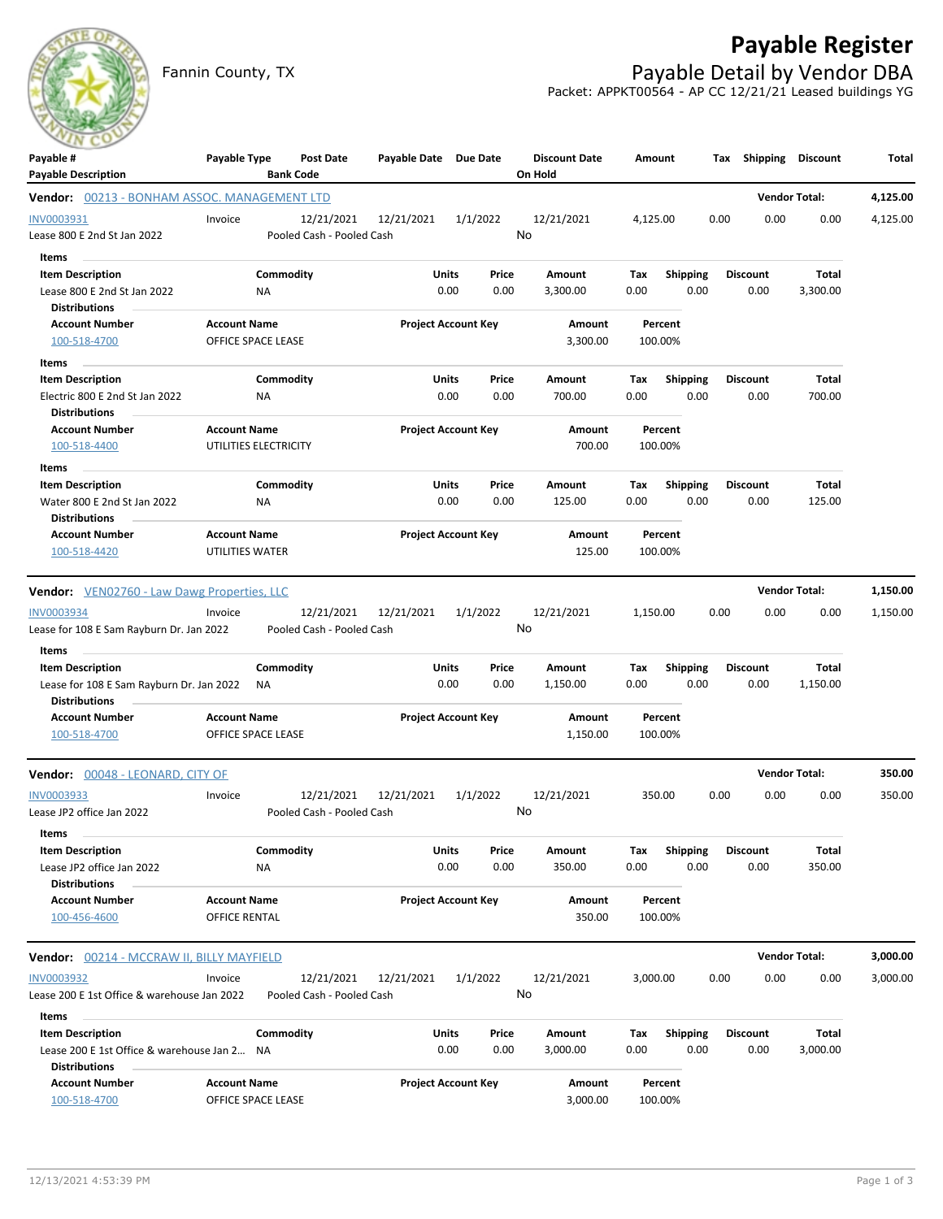# Payable Register

## Payable Detail by Vendor DBA

Fannin County, TX

Packet: APPKT00564 - AP CC 12/21/21 Leased buildings YG

| Payable # / Payable Description | Payable Type | Post Date / Bank Code | Payable Date | Due Date | Discount Date / On Hold | Amount | Tax | Shipping | Discount | Total |
|---|---|---|---|---|---|---|---|---|---|---|

**Vendor: 00213 - BONHAM ASSOC. MANAGEMENT LTD** — Vendor Total: 4,125.00

| Payable # | Payable Type | Post Date | Payable Date | Due Date | Discount Date | Amount | Tax | Shipping | Discount | Total |
|---|---|---|---|---|---|---|---|---|---|---|
| INV0003931 | Invoice | 12/21/2021 | 12/21/2021 | 1/1/2022 | 12/21/2021 | 4,125.00 | 0.00 | 0.00 | 0.00 | 4,125.00 |
| Lease 800 E 2nd St Jan 2022 | | Pooled Cash - Pooled Cash | | | No | | | | | |

Items

| Item Description | Commodity | Units | Price | Amount | Tax | Shipping | Discount | Total |
|---|---|---|---|---|---|---|---|---|
| Lease 800 E 2nd St Jan 2022 | NA | 0.00 | 0.00 | 3,300.00 | 0.00 | 0.00 | 0.00 | 3,300.00 |

Distributions

| Account Number | Account Name | Project Account Key | Amount | Percent |
|---|---|---|---|---|
| 100-518-4700 | OFFICE SPACE LEASE | | 3,300.00 | 100.00% |

Items

| Item Description | Commodity | Units | Price | Amount | Tax | Shipping | Discount | Total |
|---|---|---|---|---|---|---|---|---|
| Electric 800 E 2nd St Jan 2022 | NA | 0.00 | 0.00 | 700.00 | 0.00 | 0.00 | 0.00 | 700.00 |

Distributions

| Account Number | Account Name | Project Account Key | Amount | Percent |
|---|---|---|---|---|
| 100-518-4400 | UTILITIES ELECTRICITY | | 700.00 | 100.00% |

Items

| Item Description | Commodity | Units | Price | Amount | Tax | Shipping | Discount | Total |
|---|---|---|---|---|---|---|---|---|
| Water 800 E 2nd St Jan 2022 | NA | 0.00 | 0.00 | 125.00 | 0.00 | 0.00 | 0.00 | 125.00 |

Distributions

| Account Number | Account Name | Project Account Key | Amount | Percent |
|---|---|---|---|---|
| 100-518-4420 | UTILITIES WATER | | 125.00 | 100.00% |

**Vendor: VEN02760 - Law Dawg Properties, LLC** — Vendor Total: 1,150.00

| Payable # | Payable Type | Post Date | Payable Date | Due Date | Discount Date | Amount | Tax | Shipping | Discount | Total |
|---|---|---|---|---|---|---|---|---|---|---|
| INV0003934 | Invoice | 12/21/2021 | 12/21/2021 | 1/1/2022 | 12/21/2021 | 1,150.00 | 0.00 | 0.00 | 0.00 | 1,150.00 |
| Lease for 108 E Sam Rayburn Dr. Jan 2022 | | Pooled Cash - Pooled Cash | | | No | | | | | |

Items

| Item Description | Commodity | Units | Price | Amount | Tax | Shipping | Discount | Total |
|---|---|---|---|---|---|---|---|---|
| Lease for 108 E Sam Rayburn Dr. Jan 2022 | NA | 0.00 | 0.00 | 1,150.00 | 0.00 | 0.00 | 0.00 | 1,150.00 |

Distributions

| Account Number | Account Name | Project Account Key | Amount | Percent |
|---|---|---|---|---|
| 100-518-4700 | OFFICE SPACE LEASE | | 1,150.00 | 100.00% |

**Vendor: 00048 - LEONARD, CITY OF** — Vendor Total: 350.00

| Payable # | Payable Type | Post Date | Payable Date | Due Date | Discount Date | Amount | Tax | Shipping | Discount | Total |
|---|---|---|---|---|---|---|---|---|---|---|
| INV0003933 | Invoice | 12/21/2021 | 12/21/2021 | 1/1/2022 | 12/21/2021 | 350.00 | 0.00 | 0.00 | 0.00 | 350.00 |
| Lease JP2 office Jan 2022 | | Pooled Cash - Pooled Cash | | | No | | | | | |

Items

| Item Description | Commodity | Units | Price | Amount | Tax | Shipping | Discount | Total |
|---|---|---|---|---|---|---|---|---|
| Lease JP2 office Jan 2022 | NA | 0.00 | 0.00 | 350.00 | 0.00 | 0.00 | 0.00 | 350.00 |

Distributions

| Account Number | Account Name | Project Account Key | Amount | Percent |
|---|---|---|---|---|
| 100-456-4600 | OFFICE RENTAL | | 350.00 | 100.00% |

**Vendor: 00214 - MCCRAW II, BILLY MAYFIELD** — Vendor Total: 3,000.00

| Payable # | Payable Type | Post Date | Payable Date | Due Date | Discount Date | Amount | Tax | Shipping | Discount | Total |
|---|---|---|---|---|---|---|---|---|---|---|
| INV0003932 | Invoice | 12/21/2021 | 12/21/2021 | 1/1/2022 | 12/21/2021 | 3,000.00 | 0.00 | 0.00 | 0.00 | 3,000.00 |
| Lease 200 E 1st Office & warehouse Jan 2022 | | Pooled Cash - Pooled Cash | | | No | | | | | |

Items

| Item Description | Commodity | Units | Price | Amount | Tax | Shipping | Discount | Total |
|---|---|---|---|---|---|---|---|---|
| Lease 200 E 1st Office & warehouse Jan 2... | NA | 0.00 | 0.00 | 3,000.00 | 0.00 | 0.00 | 0.00 | 3,000.00 |

Distributions

| Account Number | Account Name | Project Account Key | Amount | Percent |
|---|---|---|---|---|
| 100-518-4700 | OFFICE SPACE LEASE | | 3,000.00 | 100.00% |

12/13/2021 4:53:39 PM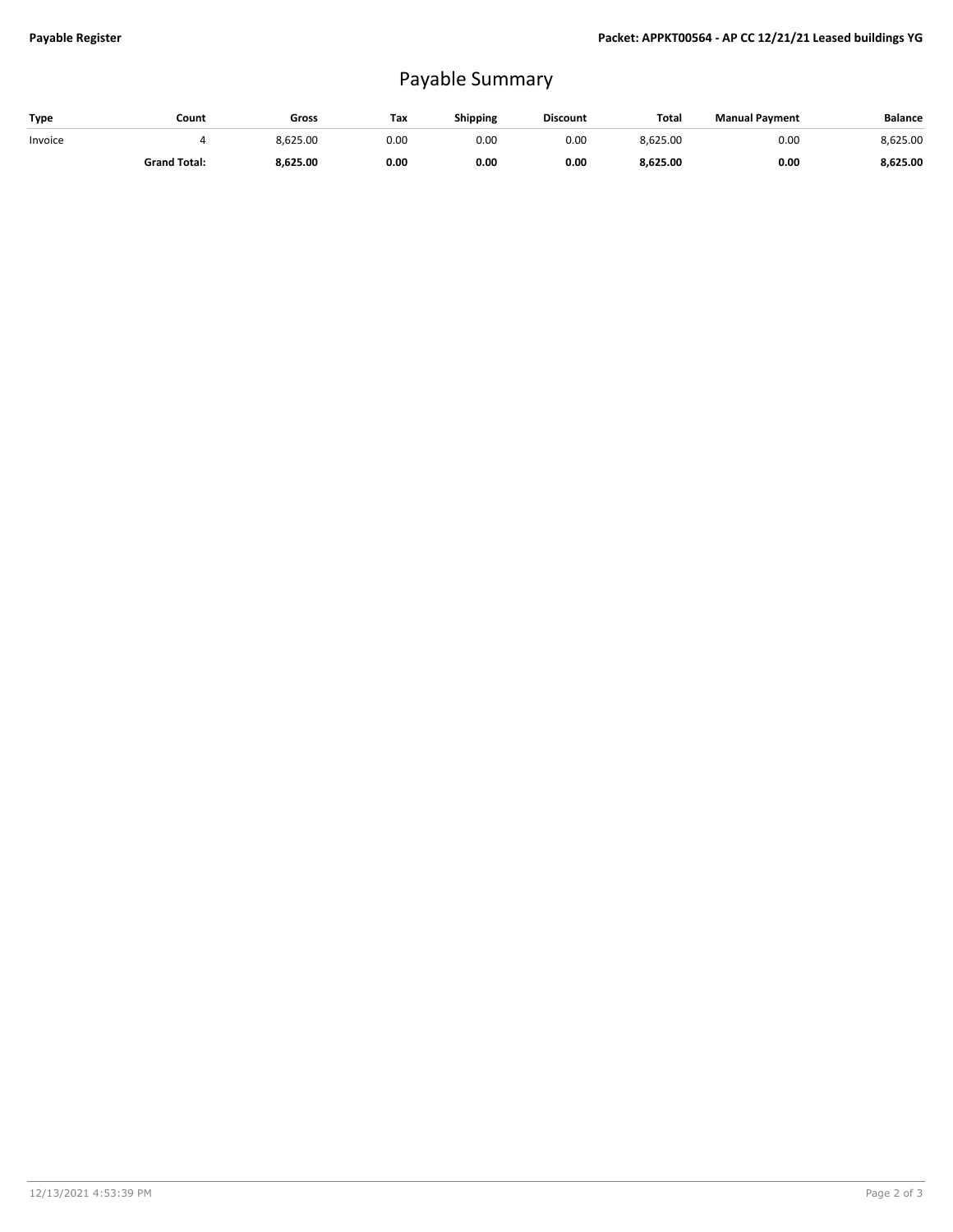# Payable Summary

| Type | Count | Gross | Tax | Shipping | Discount | Total | Manual Payment | Balance |
|---|---|---|---|---|---|---|---|---|
| Invoice | 4 | 8,625.00 | 0.00 | 0.00 | 0.00 | 8,625.00 | 0.00 | 8,625.00 |
| | **Grand Total:** | **8,625.00** | **0.00** | **0.00** | **0.00** | **8,625.00** | **0.00** | **8,625.00** |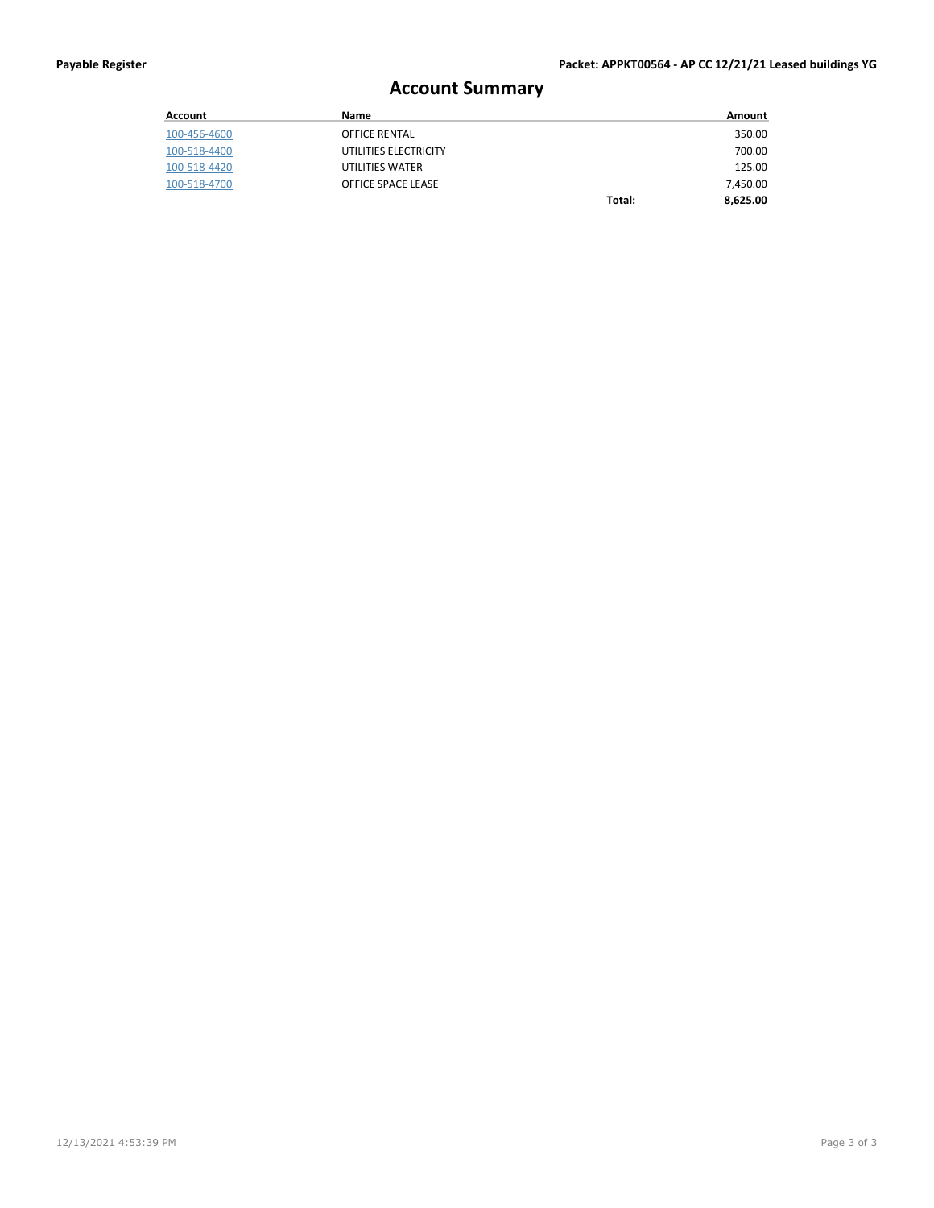# Account Summary

| Account | Name | | Amount |
|---|---|---|---|
| 100-456-4600 | OFFICE RENTAL | | 350.00 |
| 100-518-4400 | UTILITIES ELECTRICITY | | 700.00 |
| 100-518-4420 | UTILITIES WATER | | 125.00 |
| 100-518-4700 | OFFICE SPACE LEASE | | 7,450.00 |
| | | **Total:** | **8,625.00** |